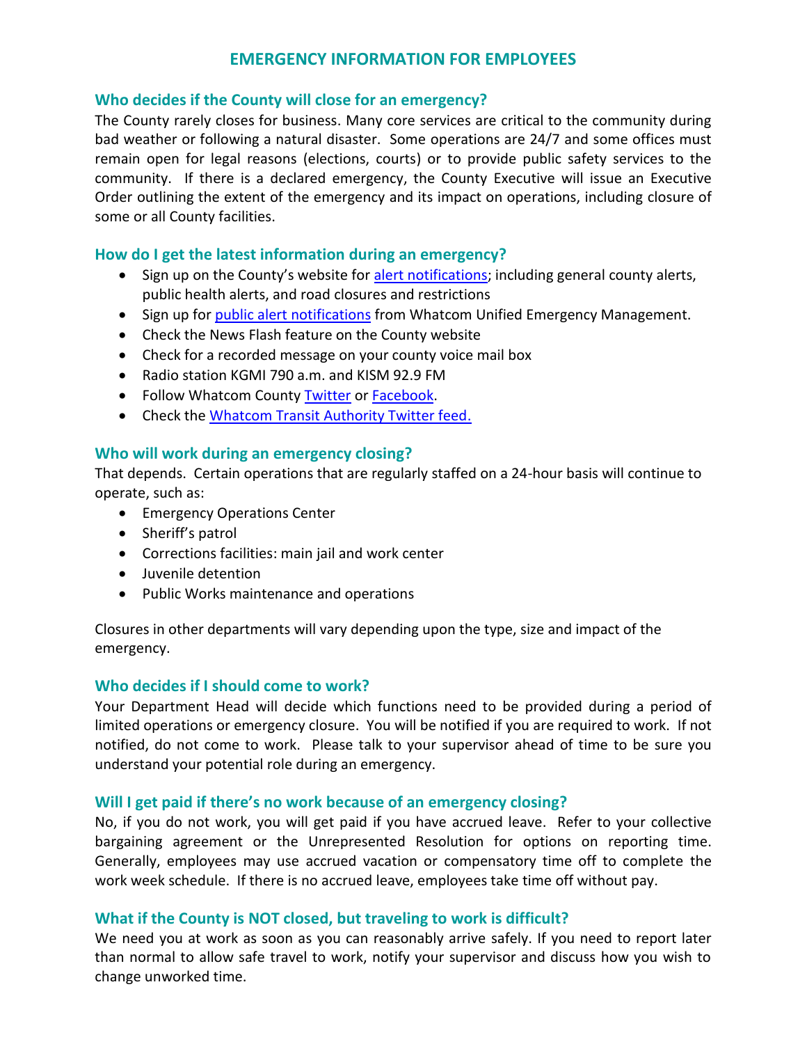# EMERGENCY INFORMATION FOR EMPLOYEES

## Who decides if the County will close for an emergency?

The County rarely closes for business. Many core services are critical to the community during bad weather or following a natural disaster. Some operations are 24/7 and some offices must remain open for legal reasons (elections, courts) or to provide public safety services to the community. If there is a declared emergency, the County Executive will issue an Executive Order outlining the extent of the emergency and its impact on operations, including closure of some or all County facilities.

## How do I get the latest information during an emergency?

- Sign up on the County's website for alert notifications; including general county alerts, public health alerts, and road closures and restrictions
- Sign up for public alert notifications from Whatcom Unified Emergency Management.
- Check the News Flash feature on the County website
- Check for a recorded message on your county voice mail box
- Radio station KGMI 790 a.m. and KISM 92.9 FM
- Follow Whatcom County Twitter or Facebook.
- Check the Whatcom Transit Authority Twitter feed.

## Who will work during an emergency closing?

That depends. Certain operations that are regularly staffed on a 24-hour basis will continue to operate, such as:

- Emergency Operations Center
- Sheriff's patrol
- Corrections facilities: main jail and work center
- Juvenile detention
- Public Works maintenance and operations

Closures in other departments will vary depending upon the type, size and impact of the emergency.

## Who decides if I should come to work?

Your Department Head will decide which functions need to be provided during a period of limited operations or emergency closure. You will be notified if you are required to work. If not notified, do not come to work. Please talk to your supervisor ahead of time to be sure you understand your potential role during an emergency.

## Will I get paid if there's no work because of an emergency closing?

No, if you do not work, you will get paid if you have accrued leave. Refer to your collective bargaining agreement or the Unrepresented Resolution for options on reporting time. Generally, employees may use accrued vacation or compensatory time off to complete the work week schedule. If there is no accrued leave, employees take time off without pay.

## What if the County is NOT closed, but traveling to work is difficult?

We need you at work as soon as you can reasonably arrive safely. If you need to report later than normal to allow safe travel to work, notify your supervisor and discuss how you wish to change unworked time.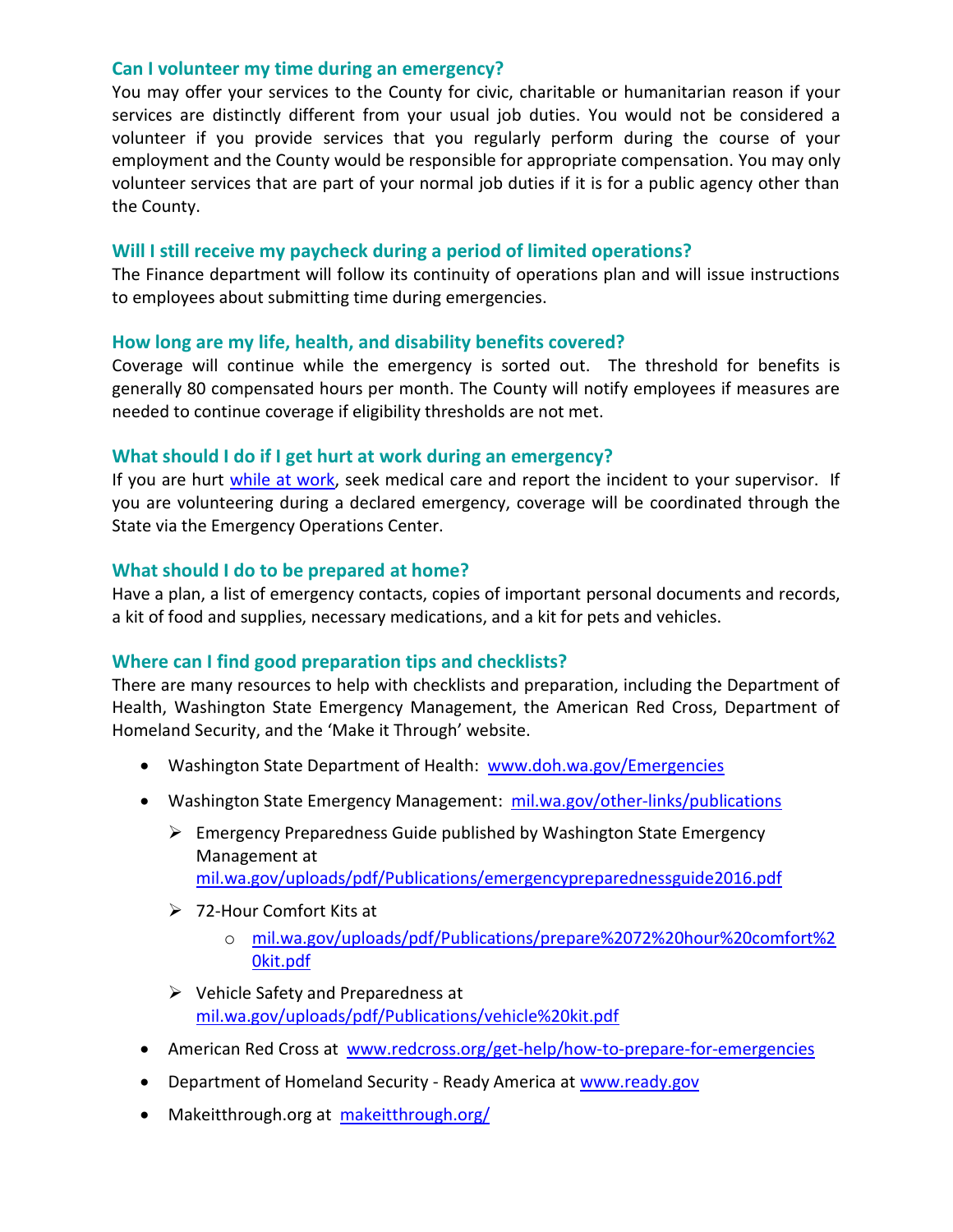### Can I volunteer my time during an emergency?

You may offer your services to the County for civic, charitable or humanitarian reason if your services are distinctly different from your usual job duties. You would not be considered a volunteer if you provide services that you regularly perform during the course of your employment and the County would be responsible for appropriate compensation. You may only volunteer services that are part of your normal job duties if it is for a public agency other than the County.

### Will I still receive my paycheck during a period of limited operations?

The Finance department will follow its continuity of operations plan and will issue instructions to employees about submitting time during emergencies.

### How long are my life, health, and disability benefits covered?

Coverage will continue while the emergency is sorted out. The threshold for benefits is generally 80 compensated hours per month. The County will notify employees if measures are needed to continue coverage if eligibility thresholds are not met.

### What should I do if I get hurt at work during an emergency?

If you are hurt [while at work](), seek medical care and report the incident to your supervisor. If you are volunteering during a declared emergency, coverage will be coordinated through the State via the Emergency Operations Center.

### What should I do to be prepared at home?

Have a plan, a list of emergency contacts, copies of important personal documents and records, a kit of food and supplies, necessary medications, and a kit for pets and vehicles.

### Where can I find good preparation tips and checklists?

There are many resources to help with checklists and preparation, including the Department of Health, Washington State Emergency Management, the American Red Cross, Department of Homeland Security, and the 'Make it Through' website.

- Washington State Department of Health: www.doh.wa.gov/Emergencies
- Washington State Emergency Management: mil.wa.gov/other-links/publications
  - Emergency Preparedness Guide published by Washington State Emergency Management at mil.wa.gov/uploads/pdf/Publications/emergencypreparednessguide2016.pdf
  - 72-Hour Comfort Kits at
    - mil.wa.gov/uploads/pdf/Publications/prepare%2072%20hour%20comfort%20kit.pdf
  - Vehicle Safety and Preparedness at mil.wa.gov/uploads/pdf/Publications/vehicle%20kit.pdf
- American Red Cross at www.redcross.org/get-help/how-to-prepare-for-emergencies
- Department of Homeland Security - Ready America at www.ready.gov
- Makeitthrough.org at makeitthrough.org/